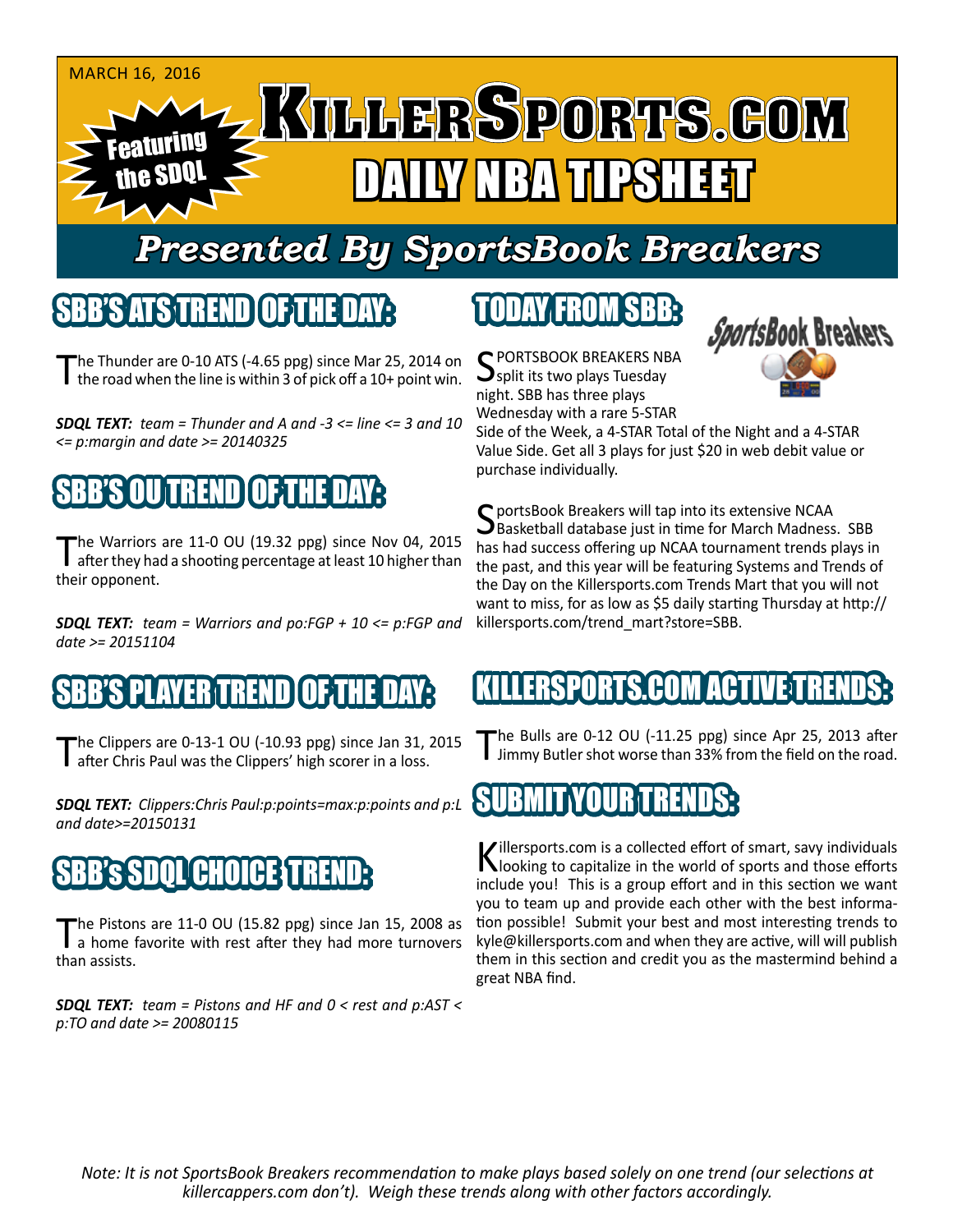MARCH 16, 2016

Featuring the SDQL

# KILLERSPORTS.COM DAILY NBA TIPSHEET

## Presented By SportsBook Breakers

## SBB'S ATS TREND OF THE DAY:

The Thunder are 0-10 ATS (-4.65 ppg) since Mar 25, 2014 on the road when the line is within 3 of pick off a 10+ point win.

***SDQL TEXT:** team = Thunder and A and -3 <= line <= 3 and 10 <= p:margin and date >= 20140325*

## SBB'S OU TREND OF THE DAY:

The Warriors are 11-0 OU (19.32 ppg) since Nov 04, 2015 after they had a shooting percentage at least 10 higher than their opponent.

***SDQL TEXT:** team = Warriors and po:FGP + 10 <= p:FGP and date >= 20151104*

## SBB'S PLAYER TREND OF THE DAY:

The Clippers are 0-13-1 OU (-10.93 ppg) since Jan 31, 2015 after Chris Paul was the Clippers' high scorer in a loss.

***SDQL TEXT:** Clippers:Chris Paul:p:points=max:p:points and p:L and date>=20150131*

## SBB's SDQL CHOICE TREND:

The Pistons are 11-0 OU (15.82 ppg) since Jan 15, 2008 as a home favorite with rest after they had more turnovers than assists.

***SDQL TEXT:** team = Pistons and HF and 0 < rest and p:AST < p:TO and date >= 20080115*

## TODAY FROM SBB:

SportsBook Breakers

SPORTSBOOK BREAKERS NBA split its two plays Tuesday night. SBB has three plays Wednesday with a rare 5-STAR Side of the Week, a 4-STAR Total of the Night and a 4-STAR Value Side. Get all 3 plays for just $20 in web debit value or purchase individually.

SportsBook Breakers will tap into its extensive NCAA Basketball database just in time for March Madness. SBB has had success offering up NCAA tournament trends plays in the past, and this year will be featuring Systems and Trends of the Day on the Killersports.com Trends Mart that you will not want to miss, for as low as $5 daily starting Thursday at http://killersports.com/trend_mart?store=SBB.

## KILLERSPORTS.COM ACTIVE TRENDS:

The Bulls are 0-12 OU (-11.25 ppg) since Apr 25, 2013 after Jimmy Butler shot worse than 33% from the field on the road.

## SUBMIT YOUR TRENDS:

Killersports.com is a collected effort of smart, savy individuals looking to capitalize in the world of sports and those efforts include you! This is a group effort and in this section we want you to team up and provide each other with the best information possible! Submit your best and most interesting trends to kyle@killersports.com and when they are active, will will publish them in this section and credit you as the mastermind behind a great NBA find.

*Note: It is not SportsBook Breakers recommendation to make plays based solely on one trend (our selections at killercappers.com don't). Weigh these trends along with other factors accordingly.*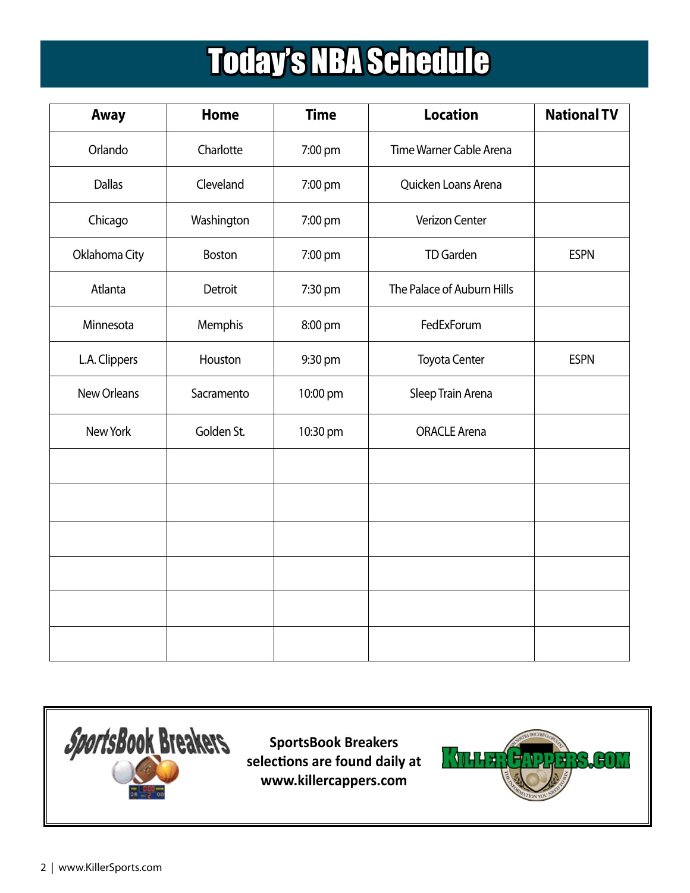# Today's NBA Schedule

| Away | Home | Time | Location | National TV |
|---|---|---|---|---|
| Orlando | Charlotte | 7:00 pm | Time Warner Cable Arena | |
| Dallas | Cleveland | 7:00 pm | Quicken Loans Arena | |
| Chicago | Washington | 7:00 pm | Verizon Center | |
| Oklahoma City | Boston | 7:00 pm | TD Garden | ESPN |
| Atlanta | Detroit | 7:30 pm | The Palace of Auburn Hills | |
| Minnesota | Memphis | 8:00 pm | FedExForum | |
| L.A. Clippers | Houston | 9:30 pm | Toyota Center | ESPN |
| New Orleans | Sacramento | 10:00 pm | Sleep Train Arena | |
| New York | Golden St. | 10:30 pm | ORACLE Arena | |
| | | | | |
| | | | | |
| | | | | |
| | | | | |
| | | | | |
| | | | | |

SportsBook Breakers

**SportsBook Breakers selections are found daily at www.killercappers.com**

KILLERCAPPERS.COM